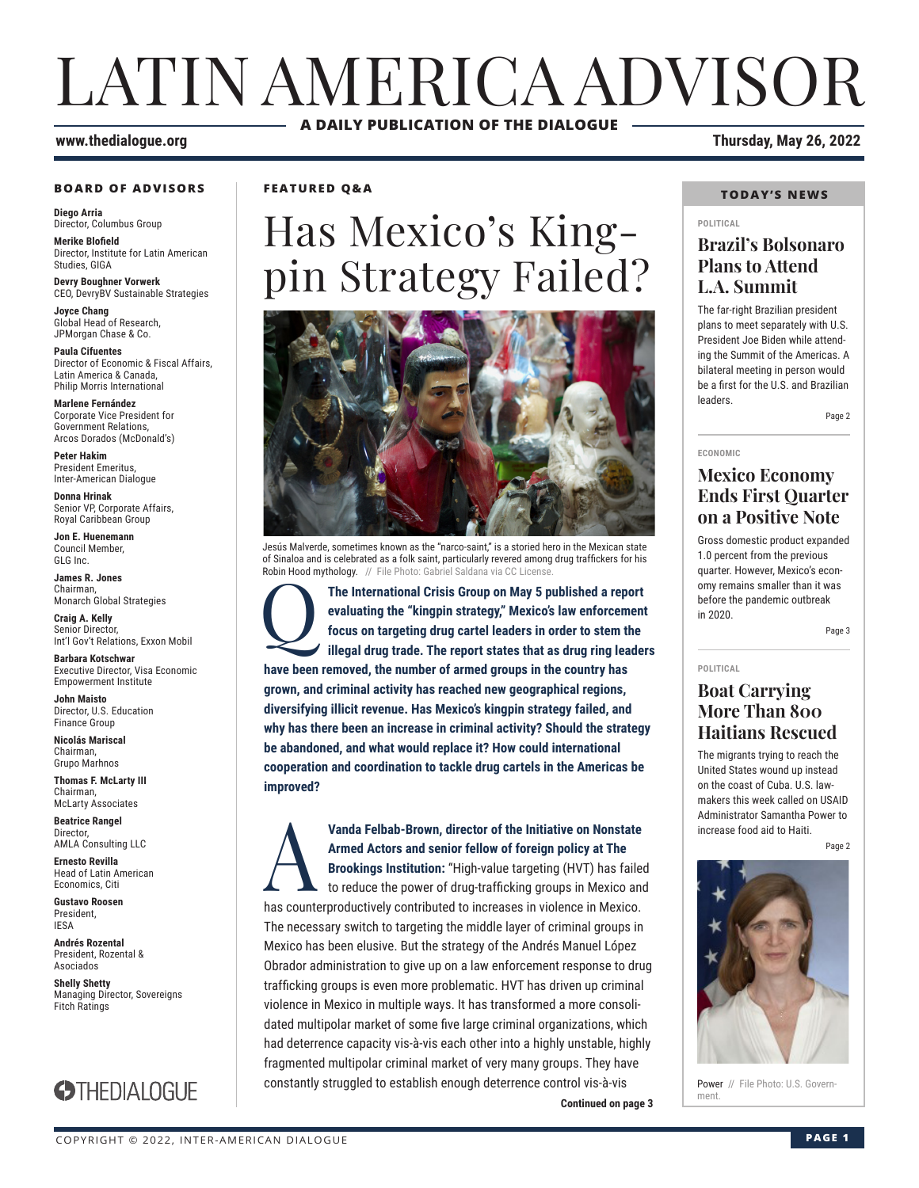# LATIN AMERICA ADVISOR

**A DAILY PUBLICATION OF THE DIALOGUE**

**www.thedialogue.org**

**Thursday, May 26, 2022**

### BOARD OF ADVISORS

**Diego Arria**
Director, Columbus Group

**Merike Blofield**
Director, Institute for Latin American Studies, GIGA

**Devry Boughner Vorwerk**
CEO, DevryBV Sustainable Strategies

**Joyce Chang**
Global Head of Research, JPMorgan Chase & Co.

**Paula Cifuentes**
Director of Economic & Fiscal Affairs, Latin America & Canada, Philip Morris International

**Marlene Fernández**
Corporate Vice President for Government Relations, Arcos Dorados (McDonald's)

**Peter Hakim**
President Emeritus, Inter-American Dialogue

**Donna Hrinak**
Senior VP, Corporate Affairs, Royal Caribbean Group

**Jon E. Huenemann**
Council Member, GLG Inc.

**James R. Jones**
Chairman, Monarch Global Strategies

**Craig A. Kelly**
Senior Director, Int'l Gov't Relations, Exxon Mobil

**Barbara Kotschwar**
Executive Director, Visa Economic Empowerment Institute

**John Maisto**
Director, U.S. Education Finance Group

**Nicolás Mariscal**
Chairman, Grupo Marhnos

**Thomas F. McLarty III**
Chairman, McLarty Associates

**Beatrice Rangel**
Director, AMLA Consulting LLC

**Ernesto Revilla**
Head of Latin American Economics, Citi

**Gustavo Roosen**
President, IESA

**Andrés Rozental**
President, Rozental & Asociados

**Shelly Shetty**
Managing Director, Sovereigns Fitch Ratings

THEDIALOGUE

**FEATURED Q&A**

# Has Mexico's Kingpin Strategy Failed?

Jesús Malverde, sometimes known as the "narco-saint," is a storied hero in the Mexican state of Sinaloa and is celebrated as a folk saint, particularly revered among drug traffickers for his Robin Hood mythology. // File Photo: Gabriel Saldana via CC License.

**Q** **The International Crisis Group on May 5 published a report evaluating the "kingpin strategy," Mexico's law enforcement focus on targeting drug cartel leaders in order to stem the illegal drug trade. The report states that as drug ring leaders have been removed, the number of armed groups in the country has grown, and criminal activity has reached new geographical regions, diversifying illicit revenue. Has Mexico's kingpin strategy failed, and why has there been an increase in criminal activity? Should the strategy be abandoned, and what would replace it? How could international cooperation and coordination to tackle drug cartels in the Americas be improved?**

**A** **Vanda Felbab-Brown, director of the Initiative on Nonstate Armed Actors and senior fellow of foreign policy at The Brookings Institution:** "High-value targeting (HVT) has failed to reduce the power of drug-trafficking groups in Mexico and has counterproductively contributed to increases in violence in Mexico. The necessary switch to targeting the middle layer of criminal groups in Mexico has been elusive. But the strategy of the Andrés Manuel López Obrador administration to give up on a law enforcement response to drug trafficking groups is even more problematic. HVT has driven up criminal violence in Mexico in multiple ways. It has transformed a more consolidated multipolar market of some five large criminal organizations, which had deterrence capacity vis-à-vis each other into a highly unstable, highly fragmented multipolar criminal market of very many groups. They have constantly struggled to establish enough deterrence control vis-à-vis

**Continued on page 3**

### TODAY'S NEWS

POLITICAL

## Brazil's Bolsonaro Plans to Attend L.A. Summit

The far-right Brazilian president plans to meet separately with U.S. President Joe Biden while attending the Summit of the Americas. A bilateral meeting in person would be a first for the U.S. and Brazilian leaders.

Page 2

ECONOMIC

## Mexico Economy Ends First Quarter on a Positive Note

Gross domestic product expanded 1.0 percent from the previous quarter. However, Mexico's economy remains smaller than it was before the pandemic outbreak in 2020.

Page 3

POLITICAL

## Boat Carrying More Than 800 Haitians Rescued

The migrants trying to reach the United States wound up instead on the coast of Cuba. U.S. lawmakers this week called on USAID Administrator Samantha Power to increase food aid to Haiti.

Page 2

Power // File Photo: U.S. Government.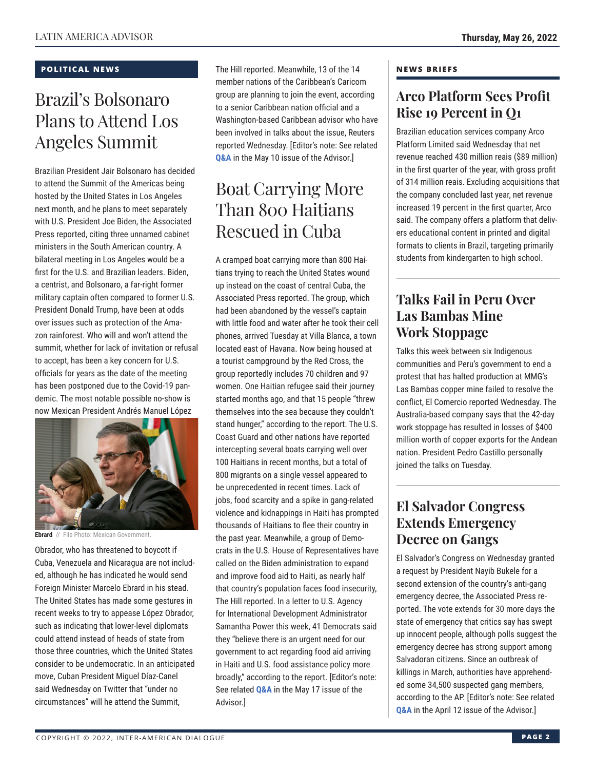## POLITICAL NEWS

# Brazil's Bolsonaro Plans to Attend Los Angeles Summit

Brazilian President Jair Bolsonaro has decided to attend the Summit of the Americas being hosted by the United States in Los Angeles next month, and he plans to meet separately with U.S. President Joe Biden, the Associated Press reported, citing three unnamed cabinet ministers in the South American country. A bilateral meeting in Los Angeles would be a first for the U.S. and Brazilian leaders. Biden, a centrist, and Bolsonaro, a far-right former military captain often compared to former U.S. President Donald Trump, have been at odds over issues such as protection of the Amazon rainforest. Who will and won't attend the summit, whether for lack of invitation or refusal to accept, has been a key concern for U.S. officials for years as the date of the meeting has been postponed due to the Covid-19 pandemic. The most notable possible no-show is now Mexican President Andrés Manuel López Obrador, who has threatened to boycott if Cuba, Venezuela and Nicaragua are not included, although he has indicated he would send Foreign Minister Marcelo Ebrard in his stead. The United States has made some gestures in recent weeks to try to appease López Obrador, such as indicating that lower-level diplomats could attend instead of heads of state from those three countries, which the United States consider to be undemocratic. In an anticipated move, Cuban President Miguel Díaz-Canel said Wednesday on Twitter that "under no circumstances" will he attend the Summit, The Hill reported. Meanwhile, 13 of the 14 member nations of the Caribbean's Caricom group are planning to join the event, according to a senior Caribbean nation official and a Washington-based Caribbean advisor who have been involved in talks about the issue, Reuters reported Wednesday. [Editor's note: See related **Q&A** in the May 10 issue of the Advisor.]

**Ebrard** // File Photo: Mexican Government.

# Boat Carrying More Than 800 Haitians Rescued in Cuba

A cramped boat carrying more than 800 Haitians trying to reach the United States wound up instead on the coast of central Cuba, the Associated Press reported. The group, which had been abandoned by the vessel's captain with little food and water after he took their cell phones, arrived Tuesday at Villa Blanca, a town located east of Havana. Now being housed at a tourist campground by the Red Cross, the group reportedly includes 70 children and 97 women. One Haitian refugee said their journey started months ago, and that 15 people "threw themselves into the sea because they couldn't stand hunger," according to the report. The U.S. Coast Guard and other nations have reported intercepting several boats carrying well over 100 Haitians in recent months, but a total of 800 migrants on a single vessel appeared to be unprecedented in recent times. Lack of jobs, food scarcity and a spike in gang-related violence and kidnappings in Haiti has prompted thousands of Haitians to flee their country in the past year. Meanwhile, a group of Democrats in the U.S. House of Representatives have called on the Biden administration to expand and improve food aid to Haiti, as nearly half that country's population faces food insecurity, The Hill reported. In a letter to U.S. Agency for International Development Administrator Samantha Power this week, 41 Democrats said they "believe there is an urgent need for our government to act regarding food aid arriving in Haiti and U.S. food assistance policy more broadly," according to the report. [Editor's note: See related **Q&A** in the May 17 issue of the Advisor.]

## NEWS BRIEFS

### Arco Platform Sees Profit Rise 19 Percent in Q1

Brazilian education services company Arco Platform Limited said Wednesday that net revenue reached 430 million reais ($89 million) in the first quarter of the year, with gross profit of 314 million reais. Excluding acquisitions that the company concluded last year, net revenue increased 19 percent in the first quarter, Arco said. The company offers a platform that delivers educational content in printed and digital formats to clients in Brazil, targeting primarily students from kindergarten to high school.

### Talks Fail in Peru Over Las Bambas Mine Work Stoppage

Talks this week between six Indigenous communities and Peru's government to end a protest that has halted production at MMG's Las Bambas copper mine failed to resolve the conflict, El Comercio reported Wednesday. The Australia-based company says that the 42-day work stoppage has resulted in losses of $400 million worth of copper exports for the Andean nation. President Pedro Castillo personally joined the talks on Tuesday.

### El Salvador Congress Extends Emergency Decree on Gangs

El Salvador's Congress on Wednesday granted a request by President Nayib Bukele for a second extension of the country's anti-gang emergency decree, the Associated Press reported. The vote extends for 30 more days the state of emergency that critics say has swept up innocent people, although polls suggest the emergency decree has strong support among Salvadoran citizens. Since an outbreak of killings in March, authorities have apprehended some 34,500 suspected gang members, according to the AP. [Editor's note: See related **Q&A** in the April 12 issue of the Advisor.]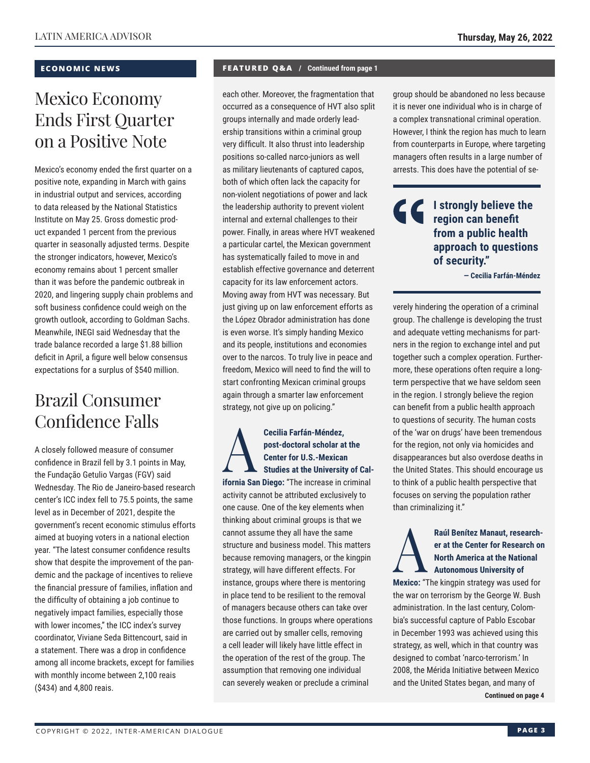## ECONOMIC NEWS

# Mexico Economy Ends First Quarter on a Positive Note

Mexico's economy ended the first quarter on a positive note, expanding in March with gains in industrial output and services, according to data released by the National Statistics Institute on May 25. Gross domestic product expanded 1 percent from the previous quarter in seasonally adjusted terms. Despite the stronger indicators, however, Mexico's economy remains about 1 percent smaller than it was before the pandemic outbreak in 2020, and lingering supply chain problems and soft business confidence could weigh on the growth outlook, according to Goldman Sachs. Meanwhile, INEGI said Wednesday that the trade balance recorded a large $1.88 billion deficit in April, a figure well below consensus expectations for a surplus of $540 million.

# Brazil Consumer Confidence Falls

A closely followed measure of consumer confidence in Brazil fell by 3.1 points in May, the Fundação Getulio Vargas (FGV) said Wednesday. The Rio de Janeiro-based research center's ICC index fell to 75.5 points, the same level as in December of 2021, despite the government's recent economic stimulus efforts aimed at buoying voters in a national election year. "The latest consumer confidence results show that despite the improvement of the pandemic and the package of incentives to relieve the financial pressure of families, inflation and the difficulty of obtaining a job continue to negatively impact families, especially those with lower incomes," the ICC index's survey coordinator, Viviane Seda Bittencourt, said in a statement. There was a drop in confidence among all income brackets, except for families with monthly income between 2,100 reais ($434) and 4,800 reais.

## FEATURED Q&A / Continued from page 1

each other. Moreover, the fragmentation that occurred as a consequence of HVT also split groups internally and made orderly leadership transitions within a criminal group very difficult. It also thrust into leadership positions so-called narco-juniors as well as military lieutenants of captured capos, both of which often lack the capacity for non-violent negotiations of power and lack the leadership authority to prevent violent internal and external challenges to their power. Finally, in areas where HVT weakened a particular cartel, the Mexican government has systematically failed to move in and establish effective governance and deterrent capacity for its law enforcement actors. Moving away from HVT was necessary. But just giving up on law enforcement efforts as the López Obrador administration has done is even worse. It's simply handing Mexico and its people, institutions and economies over to the narcos. To truly live in peace and freedom, Mexico will need to find the will to start confronting Mexican criminal groups again through a smarter law enforcement strategy, not give up on policing."

**A** **Cecilia Farfán-Méndez, post-doctoral scholar at the Center for U.S.-Mexican Studies at the University of California San Diego:** "The increase in criminal activity cannot be attributed exclusively to one cause. One of the key elements when thinking about criminal groups is that we cannot assume they all have the same structure and business model. This matters because removing managers, or the kingpin strategy, will have different effects. For instance, groups where there is mentoring in place tend to be resilient to the removal of managers because others can take over those functions. In groups where operations are carried out by smaller cells, removing a cell leader will likely have little effect in the operation of the rest of the group. The assumption that removing one individual can severely weaken or preclude a criminal group should be abandoned no less because it is never one individual who is in charge of a complex transnational criminal operation. However, I think the region has much to learn from counterparts in Europe, where targeting managers often results in a large number of arrests. This does have the potential of severely hindering the operation of a criminal group. The challenge is developing the trust and adequate vetting mechanisms for partners in the region to exchange intel and put together such a complex operation. Furthermore, these operations often require a long-term perspective that we have seldom seen in the region. I strongly believe the region can benefit from a public health approach to questions of security. The human costs of the 'war on drugs' have been tremendous for the region, not only via homicides and disappearances but also overdose deaths in the United States. This should encourage us to think of a public health perspective that focuses on serving the population rather than criminalizing it."

> **"I strongly believe the region can benefit from a public health approach to questions of security."**
>
> **— Cecilia Farfán-Méndez**

**A** **Raúl Benítez Manaut, researcher at the Center for Research on North America at the National Autonomous University of Mexico:** "The kingpin strategy was used for the war on terrorism by the George W. Bush administration. In the last century, Colombia's successful capture of Pablo Escobar in December 1993 was achieved using this strategy, as well, which in that country was designed to combat 'narco-terrorism.' In 2008, the Mérida Initiative between Mexico and the United States began, and many of

**Continued on page 4**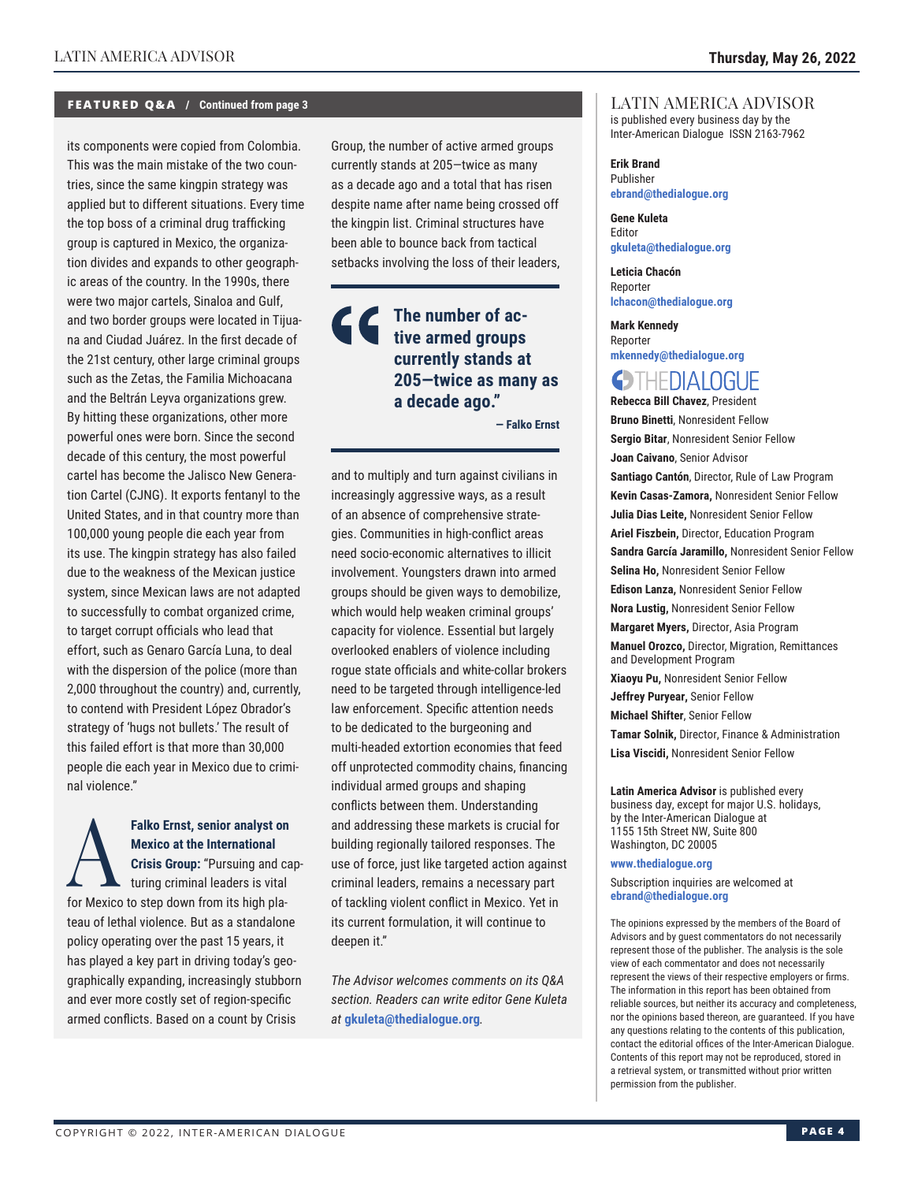**FEATURED Q&A / Continued from page 3**

its components were copied from Colombia. This was the main mistake of the two countries, since the same kingpin strategy was applied but to different situations. Every time the top boss of a criminal drug trafficking group is captured in Mexico, the organization divides and expands to other geographic areas of the country. In the 1990s, there were two major cartels, Sinaloa and Gulf, and two border groups were located in Tijuana and Ciudad Juárez. In the first decade of the 21st century, other large criminal groups such as the Zetas, the Familia Michoacana and the Beltrán Leyva organizations grew. By hitting these organizations, other more powerful ones were born. Since the second decade of this century, the most powerful cartel has become the Jalisco New Generation Cartel (CJNG). It exports fentanyl to the United States, and in that country more than 100,000 young people die each year from its use. The kingpin strategy has also failed due to the weakness of the Mexican justice system, since Mexican laws are not adapted to successfully to combat organized crime, to target corrupt officials who lead that effort, such as Genaro García Luna, to deal with the dispersion of the police (more than 2,000 throughout the country) and, currently, to contend with President López Obrador's strategy of 'hugs not bullets.' The result of this failed effort is that more than 30,000 people die each year in Mexico due to criminal violence."

**A** **Falko Ernst, senior analyst on Mexico at the International Crisis Group:** "Pursuing and capturing criminal leaders is vital for Mexico to step down from its high plateau of lethal violence. But as a standalone policy operating over the past 15 years, it has played a key part in driving today's geographically expanding, increasingly stubborn and ever more costly set of region-specific armed conflicts. Based on a count by Crisis Group, the number of active armed groups currently stands at 205—twice as many as a decade ago and a total that has risen despite name after name being crossed off the kingpin list. Criminal structures have been able to bounce back from tactical setbacks involving the loss of their leaders, and to multiply and turn against civilians in increasingly aggressive ways, as a result of an absence of comprehensive strategies. Communities in high-conflict areas need socio-economic alternatives to illicit involvement. Youngsters drawn into armed groups should be given ways to demobilize, which would help weaken criminal groups' capacity for violence. Essential but largely overlooked enablers of violence including rogue state officials and white-collar brokers need to be targeted through intelligence-led law enforcement. Specific attention needs to be dedicated to the burgeoning and multi-headed extortion economies that feed off unprotected commodity chains, financing individual armed groups and shaping conflicts between them. Understanding and addressing these markets is crucial for building regionally tailored responses. The use of force, just like targeted action against criminal leaders, remains a necessary part of tackling violent conflict in Mexico. Yet in its current formulation, it will continue to deepen it."

> **"The number of active armed groups currently stands at 205—twice as many as a decade ago."**
>
> **— Falko Ernst**

*The Advisor welcomes comments on its Q&A section. Readers can write editor Gene Kuleta at* **gkuleta@thedialogue.org**.

---

LATIN AMERICA ADVISOR
is published every business day by the Inter-American Dialogue ISSN 2163-7962

**Erik Brand**
Publisher
**ebrand@thedialogue.org**

**Gene Kuleta**
Editor
**gkuleta@thedialogue.org**

**Leticia Chacón**
Reporter
**lchacon@thedialogue.org**

**Mark Kennedy**
Reporter
**mkennedy@thedialogue.org**

THEDIALOGUE

**Rebecca Bill Chavez**, President
**Bruno Binetti**, Nonresident Fellow
**Sergio Bitar**, Nonresident Senior Fellow
**Joan Caivano**, Senior Advisor
**Santiago Cantón**, Director, Rule of Law Program
**Kevin Casas-Zamora,** Nonresident Senior Fellow
**Julia Dias Leite,** Nonresident Senior Fellow
**Ariel Fiszbein,** Director, Education Program
**Sandra García Jaramillo,** Nonresident Senior Fellow
**Selina Ho,** Nonresident Senior Fellow
**Edison Lanza,** Nonresident Senior Fellow
**Nora Lustig,** Nonresident Senior Fellow
**Margaret Myers,** Director, Asia Program
**Manuel Orozco,** Director, Migration, Remittances and Development Program
**Xiaoyu Pu,** Nonresident Senior Fellow
**Jeffrey Puryear,** Senior Fellow
**Michael Shifter**, Senior Fellow
**Tamar Solnik,** Director, Finance & Administration
**Lisa Viscidi,** Nonresident Senior Fellow

**Latin America Advisor** is published every business day, except for major U.S. holidays, by the Inter-American Dialogue at 1155 15th Street NW, Suite 800 Washington, DC 20005

**www.thedialogue.org**

Subscription inquiries are welcomed at **ebrand@thedialogue.org**

The opinions expressed by the members of the Board of Advisors and by guest commentators do not necessarily represent those of the publisher. The analysis is the sole view of each commentator and does not necessarily represent the views of their respective employers or firms. The information in this report has been obtained from reliable sources, but neither its accuracy and completeness, nor the opinions based thereon, are guaranteed. If you have any questions relating to the contents of this publication, contact the editorial offices of the Inter-American Dialogue. Contents of this report may not be reproduced, stored in a retrieval system, or transmitted without prior written permission from the publisher.